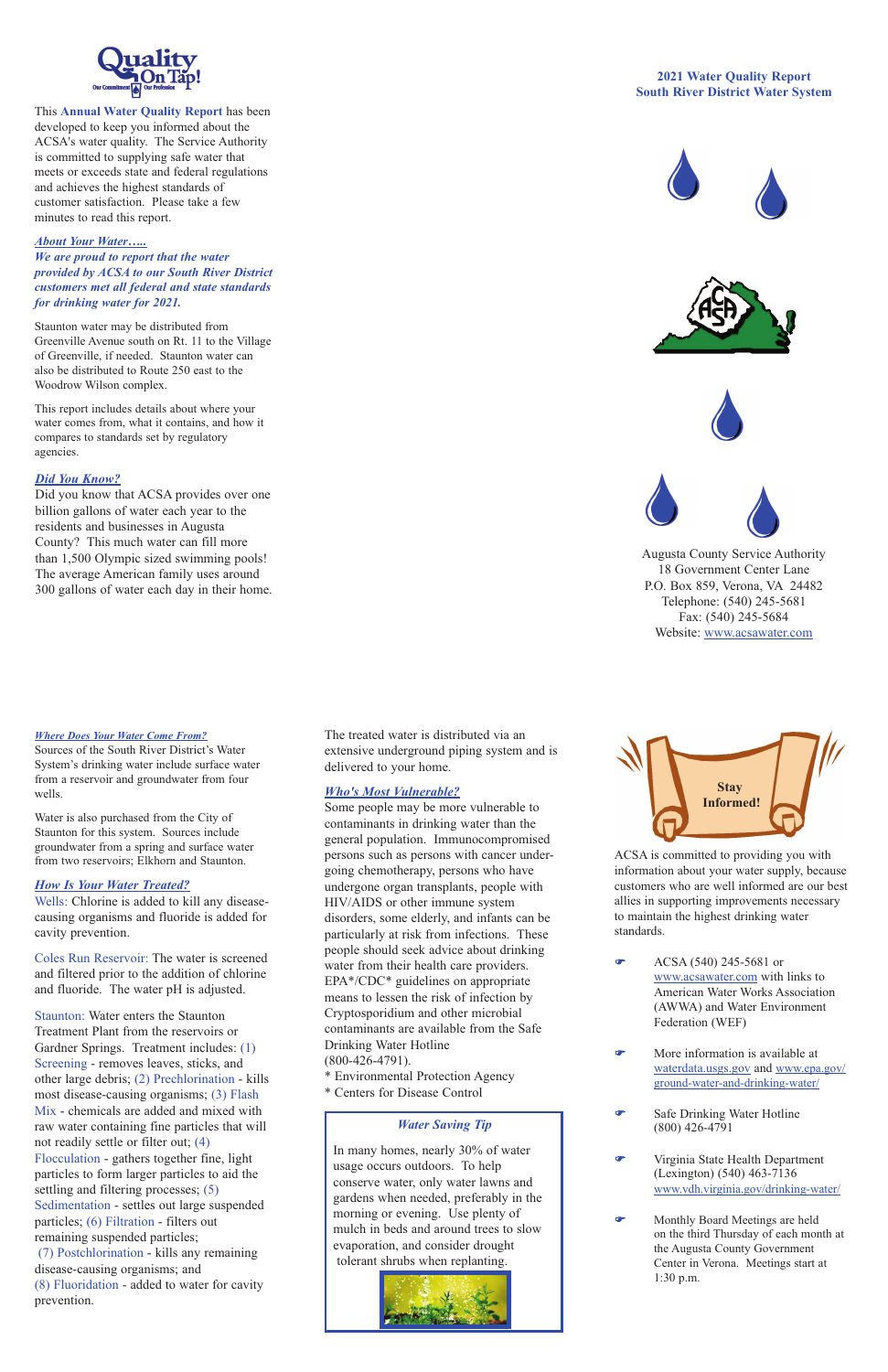Quality On Tap!

Our Commitment · Our Profession

This **Annual Water Quality Report** has been developed to keep you informed about the ACSA's water quality. The Service Authority is committed to supplying safe water that meets or exceeds state and federal regulations and achieves the highest standards of customer satisfaction. Please take a few minutes to read this report.

***About Your Water…..***

***We are proud to report that the water provided by ACSA to our South River District customers met all federal and state standards for drinking water for 2021.***

Staunton water may be distributed from Greenville Avenue south on Rt. 11 to the Village of Greenville, if needed. Staunton water can also be distributed to Route 250 east to the Woodrow Wilson complex.

This report includes details about where your water comes from, what it contains, and how it compares to standards set by regulatory agencies.

***Did You Know?***

Did you know that ACSA provides over one billion gallons of water each year to the residents and businesses in Augusta County? This much water can fill more than 1,500 Olympic sized swimming pools! The average American family uses around 300 gallons of water each day in their home.

# 2021 Water Quality Report
## South River District Water System

Augusta County Service Authority
18 Government Center Lane
P.O. Box 859, Verona, VA 24482
Telephone: (540) 245-5681
Fax: (540) 245-5684
Website: www.acsawater.com

***Where Does Your Water Come From?***

Sources of the South River District's Water System's drinking water include surface water from a reservoir and groundwater from four wells.

Water is also purchased from the City of Staunton for this system. Sources include groundwater from a spring and surface water from two reservoirs; Elkhorn and Staunton.

***How Is Your Water Treated?***

Wells: Chlorine is added to kill any disease-causing organisms and fluoride is added for cavity prevention.

Coles Run Reservoir: The water is screened and filtered prior to the addition of chlorine and fluoride. The water pH is adjusted.

Staunton: Water enters the Staunton Treatment Plant from the reservoirs or Gardner Springs. Treatment includes: (1) Screening - removes leaves, sticks, and other large debris; (2) Prechlorination - kills most disease-causing organisms; (3) Flash Mix - chemicals are added and mixed with raw water containing fine particles that will not readily settle or filter out; (4) Flocculation - gathers together fine, light particles to form larger particles to aid the settling and filtering processes; (5) Sedimentation - settles out large suspended particles; (6) Filtration - filters out remaining suspended particles; (7) Postchlorination - kills any remaining disease-causing organisms; and (8) Fluoridation - added to water for cavity prevention.

The treated water is distributed via an extensive underground piping system and is delivered to your home.

***Who's Most Vulnerable?***

Some people may be more vulnerable to contaminants in drinking water than the general population. Immunocompromised persons such as persons with cancer undergoing chemotherapy, persons who have undergone organ transplants, people with HIV/AIDS or other immune system disorders, some elderly, and infants can be particularly at risk from infections. These people should seek advice about drinking water from their health care providers. EPA*/CDC* guidelines on appropriate means to lessen the risk of infection by Cryptosporidium and other microbial contaminants are available from the Safe Drinking Water Hotline (800-426-4791).

\* Environmental Protection Agency
\* Centers for Disease Control

***Water Saving Tip***

In many homes, nearly 30% of water usage occurs outdoors. To help conserve water, only water lawns and gardens when needed, preferably in the morning or evening. Use plenty of mulch in beds and around trees to slow evaporation, and consider drought tolerant shrubs when replanting.

**Stay Informed!**

ACSA is committed to providing you with information about your water supply, because customers who are well informed are our best allies in supporting improvements necessary to maintain the highest drinking water standards.

- ACSA (540) 245-5681 or www.acsawater.com with links to American Water Works Association (AWWA) and Water Environment Federation (WEF)
- More information is available at waterdata.usgs.gov and www.epa.gov/ground-water-and-drinking-water/
- Safe Drinking Water Hotline (800) 426-4791
- Virginia State Health Department (Lexington) (540) 463-7136 www.vdh.virginia.gov/drinking-water/
- Monthly Board Meetings are held on the third Thursday of each month at the Augusta County Government Center in Verona. Meetings start at 1:30 p.m.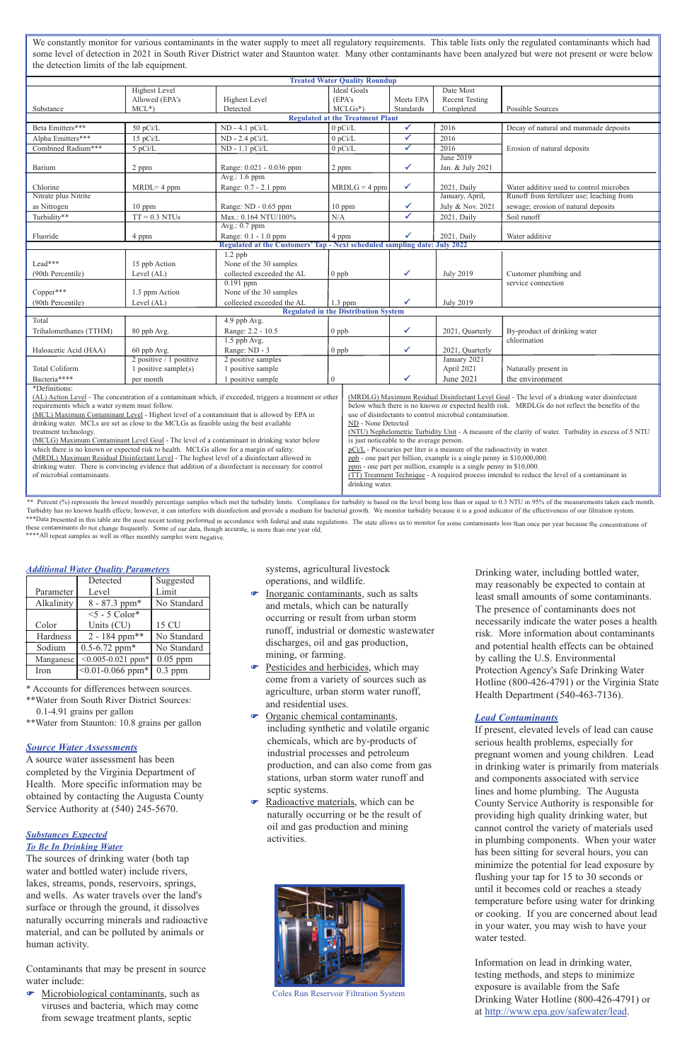We constantly monitor for various contaminants in the water supply to meet all regulatory requirements. This table lists only the regulated contaminants which had some level of detection in 2021 in South River District water and Staunton water. Many other contaminants have been analyzed but were not present or were below the detection limits of the lab equipment.

**Treated Water Quality Roundup**

| Substance | Highest Level Allowed (EPA's MCL*) | Highest Level Detected | Ideal Goals (EPA's MCLGs*) | Meets EPA Standards | Date Most Recent Testing Completed | Possible Sources |
|---|---|---|---|---|---|---|
| **Regulated at the Treatment Plant** | | | | | | |
| Beta Emitters*** | 50 pCi/L | ND - 4.1 pCi/L | 0 pCi/L | ✓ | 2016 | Decay of natural and manmade deposits |
| Alpha Emitters*** | 15 pCi/L | ND - 2.4 pCi/L | 0 pCi/L | ✓ | 2016 | Erosion of natural deposits |
| Combined Radium*** | 5 pCi/L | ND - 1.1 pCi/L | 0 pCi/L | ✓ | 2016 | |
| Barium | 2 ppm | Range: 0.021 - 0.036 ppm | 2 ppm | ✓ | June 2019 Jan. & July 2021 | |
| Chlorine | MRDL= 4 ppm | Avg.: 1.6 ppm Range: 0.7 - 2.1 ppm | MRDLG = 4 ppm | ✓ | 2021, Daily | Water additive used to control microbes |
| Nitrate plus Nitrite as Nitrogen | 10 ppm | Range: ND - 0.65 ppm | 10 ppm | ✓ | January, April, July & Nov. 2021 | Runoff from fertilizer use; leaching from sewage; erosion of natural deposits |
| Turbidity** | TT = 0.3 NTUs | Max.: 0.164 NTU/100% | N/A | ✓ | 2021, Daily | Soil runoff |
| Fluoride | 4 ppm | Avg.: 0.7 ppm Range: 0.1 - 1.0 ppm | 4 ppm | ✓ | 2021, Daily | Water additive |
| **Regulated at the Customers' Tap - Next scheduled sampling date: July 2022** | | | | | | |
| Lead*** (90th Percentile) | 15 ppb Action Level (AL) | 1.2 ppb None of the 30 samples collected exceeded the AL | 0 ppb | ✓ | July 2019 | Customer plumbing and service connection |
| Copper*** (90th Percentile) | 1.3 ppm Action Level (AL) | 0.191 ppm None of the 30 samples collected exceeded the AL | 1.3 ppm | ✓ | July 2019 | |
| **Regulated in the Distribution System** | | | | | | |
| Total Trihalomethanes (TTHM) | 80 ppb Avg. | 4.9 ppb Avg. Range: 2.2 - 10.5 | 0 ppb | ✓ | 2021, Quarterly | By-product of drinking water chlorination |
| Haloacetic Acid (HAA) | 60 ppb Avg. | 1.5 ppb Avg. Range: ND - 3 | 0 ppb | ✓ | 2021, Quarterly | |
| Total Coliform Bacteria**** | 2 positive / 1 positive 1 positive sample(s) per month | 2 positive samples 1 positive sample 1 positive sample | 0 | ✓ | January 2021 April 2021 June 2021 | Naturally present in the environment |

*Definitions:

(AL) Action Level - The concentration of a contaminant which, if exceeded, triggers a treatment or other requirements which a water system must follow.

(MCL) Maximum Contaminant Level - Highest level of a contaminant that is allowed by EPA in drinking water. MCLs are set as close to the MCLGs as feasible using the best available treatment technology.

(MCLG) Maximum Contaminant Level Goal - The level of a contaminant in drinking water below which there is no known or expected risk to health. MCLGs allow for a margin of safety.

(MRDL) Maximum Residual Disinfectant Level - The highest level of a disinfectant allowed in drinking water. There is convincing evidence that addition of a disinfectant is necessary for control of microbial contaminants.

(MRDLG) Maximum Residual Disinfectant Level Goal - The level of a drinking water disinfectant below which there is no known or expected health risk. MRDLGs do not reflect the benefits of the use of disinfectants to control microbial contamination.

ND - None Detected

(NTU) Nephelometric Turbidity Unit - A measure of the clarity of water. Turbidity in excess of 5 NTU is just noticeable to the average person.

pCi/L - Picocuries per liter is a measure of the radioactivity in water.

ppb - one part per billion, example is a single penny in $10,000,000.

ppm - one part per million, example is a single penny in $10,000.

(TT) Treatment Technique - A required process intended to reduce the level of a contaminant in drinking water.

** Percent (%) represents the lowest monthly percentage samples which met the turbidity limits. Compliance for turbidity is based on the level being less than or equal to 0.3 NTU in 95% of the measurements taken each month. Turbidity has no known health effects; however, it can interfere with disinfection and provide a medium for bacterial growth. We monitor turbidity because it is a good indicator of the effectiveness of our filtration system.

***Data presented in this table are the most recent testing performed in accordance with federal and state regulations. The state allows us to monitor for some contaminants less than once per year because the concentrations of these contaminants do not change frequently. Some of our data, though accurate, is more than one year old.

****All repeat samples as well as other monthly samples were negative.

## *Additional Water Quality Parameters*

| Parameter | Detected Level | Suggested Limit |
|---|---|---|
| Alkalinity | 8 - 87.3 ppm* | No Standard |
| Color | <5 - 5 Color* Units (CU) | 15 CU |
| Hardness | 2 - 184 ppm** | No Standard |
| Sodium | 0.5-6.72 ppm* | No Standard |
| Manganese | <0.005-0.021 ppm* | 0.05 ppm |
| Iron | <0.01-0.066 ppm* | 0.3 ppm |

\* Accounts for differences between sources.
**Water from South River District Sources: 0.1-4.91 grains per gallon
**Water from Staunton: 10.8 grains per gallon

## *Source Water Assessments*

A source water assessment has been completed by the Virginia Department of Health. More specific information may be obtained by contacting the Augusta County Service Authority at (540) 245-5670.

## *Substances Expected To Be In Drinking Water*

The sources of drinking water (both tap water and bottled water) include rivers, lakes, streams, ponds, reservoirs, springs, and wells. As water travels over the land's surface or through the ground, it dissolves naturally occurring minerals and radioactive material, and can be polluted by animals or human activity.

Contaminants that may be present in source water include:

- Microbiological contaminants, such as viruses and bacteria, which may come from sewage treatment plants, septic systems, agricultural livestock operations, and wildlife.
- Inorganic contaminants, such as salts and metals, which can be naturally occurring or result from urban storm runoff, industrial or domestic wastewater discharges, oil and gas production, mining, or farming.
- Pesticides and herbicides, which may come from a variety of sources such as agriculture, urban storm water runoff, and residential uses.
- Organic chemical contaminants, including synthetic and volatile organic chemicals, which are by-products of industrial processes and petroleum production, and can also come from gas stations, urban storm water runoff and septic systems.
- Radioactive materials, which can be naturally occurring or be the result of oil and gas production and mining activities.

Coles Run Reservoir Filtration System

Drinking water, including bottled water, may reasonably be expected to contain at least small amounts of some contaminants. The presence of contaminants does not necessarily indicate the water poses a health risk. More information about contaminants and potential health effects can be obtained by calling the U.S. Environmental Protection Agency's Safe Drinking Water Hotline (800-426-4791) or the Virginia State Health Department (540-463-7136).

## *Lead Contaminants*

If present, elevated levels of lead can cause serious health problems, especially for pregnant women and young children. Lead in drinking water is primarily from materials and components associated with service lines and home plumbing. The Augusta County Service Authority is responsible for providing high quality drinking water, but cannot control the variety of materials used in plumbing components. When your water has been sitting for several hours, you can minimize the potential for lead exposure by flushing your tap for 15 to 30 seconds or until it becomes cold or reaches a steady temperature before using water for drinking or cooking. If you are concerned about lead in your water, you may wish to have your water tested.

Information on lead in drinking water, testing methods, and steps to minimize exposure is available from the Safe Drinking Water Hotline (800-426-4791) or at http://www.epa.gov/safewater/lead.